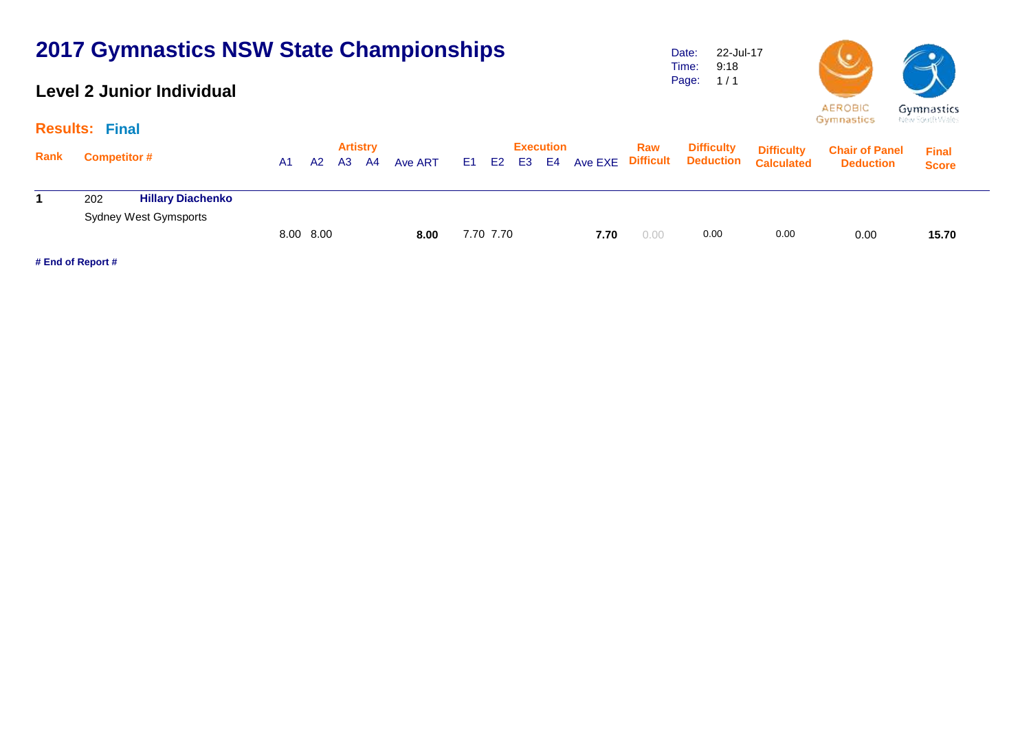# 2017 Gymnastics NSW State Championships

## Level 2 Junior Individual

Date: 22-Jul-17
Time: 9:18
Page: 1 / 1

AEROBIC Gymnastics

Gymnastics New South Wales

**Results: Final**

| Rank | Competitor # | Artistry A1 | A2 | A3 | A4 | Ave ART | Execution E1 | E2 | E3 | E4 | Ave EXE | Raw Difficult | Difficulty Deduction | Difficulty Calculated | Chair of Panel Deduction | Final Score |
|---|---|---|---|---|---|---|---|---|---|---|---|---|---|---|---|---|
| **1** | 202 **Hillary Diachenko** Sydney West Gymsports | 8.00 | 8.00 | | | **8.00** | 7.70 | 7.70 | | | **7.70** | 0.00 | 0.00 | 0.00 | 0.00 | **15.70** |

**# End of Report #**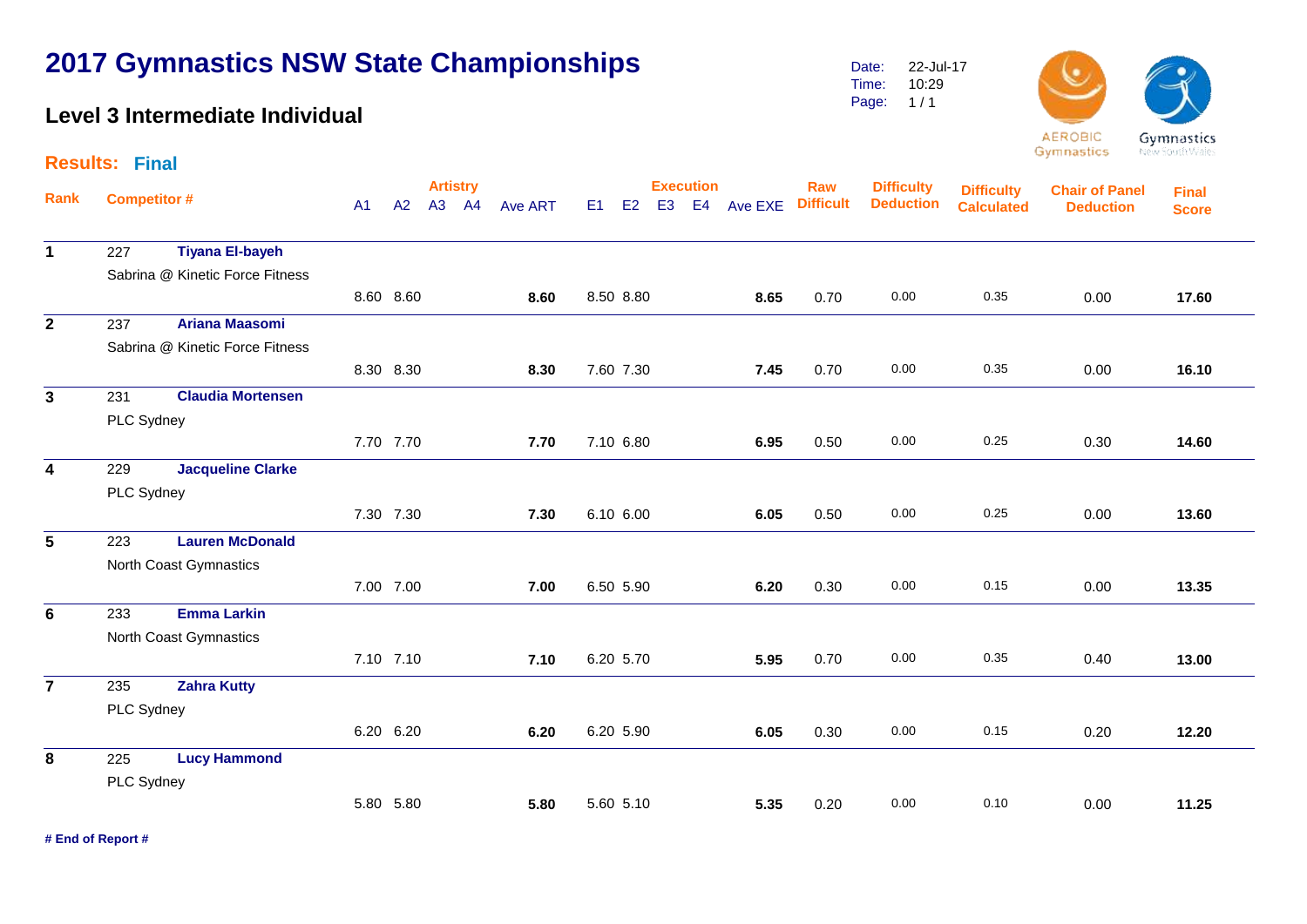# 2017 Gymnastics NSW State Championships

## Level 3 Intermediate Individual

Date: 22-Jul-17
Time: 10:29

AEROBIC Gymnastics

Gymnastics New South Wales

**Results: Final**

| Rank | Competitor # | | Artistry A1 | A2 | A3 | A4 | Ave ART | Execution E1 | E2 | E3 | E4 | Ave EXE | Raw Difficult | Difficulty Deduction | Difficulty Calculated | Chair of Panel Deduction | Final Score |
|---|---|---|---|---|---|---|---|---|---|---|---|---|---|---|---|---|---|
| 1 | 227 | **Tiyana El-bayeh**<br>Sabrina @ Kinetic Force Fitness | 8.60 | 8.60 | | | **8.60** | 8.50 | 8.80 | | | **8.65** | 0.70 | 0.00 | 0.35 | 0.00 | **17.60** |
| 2 | 237 | **Ariana Maasomi**<br>Sabrina @ Kinetic Force Fitness | 8.30 | 8.30 | | | **8.30** | 7.60 | 7.30 | | | **7.45** | 0.70 | 0.00 | 0.35 | 0.00 | **16.10** |
| 3 | 231 | **Claudia Mortensen**<br>PLC Sydney | 7.70 | 7.70 | | | **7.70** | 7.10 | 6.80 | | | **6.95** | 0.50 | 0.00 | 0.25 | 0.30 | **14.60** |
| 4 | 229 | **Jacqueline Clarke**<br>PLC Sydney | 7.30 | 7.30 | | | **7.30** | 6.10 | 6.00 | | | **6.05** | 0.50 | 0.00 | 0.25 | 0.00 | **13.60** |
| 5 | 223 | **Lauren McDonald**<br>North Coast Gymnastics | 7.00 | 7.00 | | | **7.00** | 6.50 | 5.90 | | | **6.20** | 0.30 | 0.00 | 0.15 | 0.00 | **13.35** |
| 6 | 233 | **Emma Larkin**<br>North Coast Gymnastics | 7.10 | 7.10 | | | **7.10** | 6.20 | 5.70 | | | **5.95** | 0.70 | 0.00 | 0.35 | 0.40 | **13.00** |
| 7 | 235 | **Zahra Kutty**<br>PLC Sydney | 6.20 | 6.20 | | | **6.20** | 6.20 | 5.90 | | | **6.05** | 0.30 | 0.00 | 0.15 | 0.20 | **12.20** |
| 8 | 225 | **Lucy Hammond**<br>PLC Sydney | 5.80 | 5.80 | | | **5.80** | 5.60 | 5.10 | | | **5.35** | 0.20 | 0.00 | 0.10 | 0.00 | **11.25** |

**# End of Report #**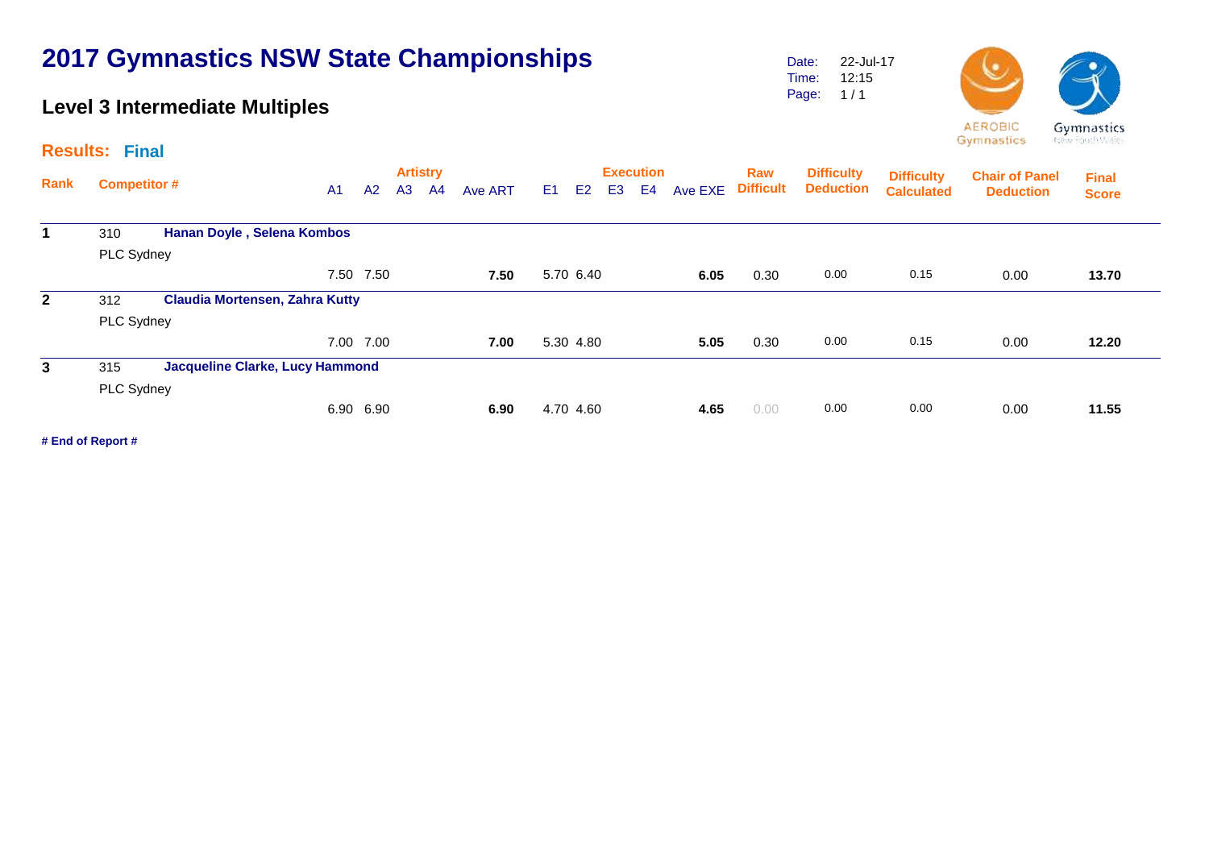# 2017 Gymnastics NSW State Championships

## Level 3 Intermediate Multiples

Date: 22-Jul-17
Time: 12:15
Page: 1 / 1

AEROBIC Gymnastics

Gymnastics New South Wales

**Results: Final**

| Rank | Competitor # | | Artistry | | | | Ave ART | Execution | | | | Ave EXE | Raw Difficult | Difficulty Deduction | Difficulty Calculated | Chair of Panel Deduction | Final Score |
|---|---|---|---|---|---|---|---|---|---|---|---|---|---|---|---|---|---|
| | | | A1 | A2 | A3 | A4 | | E1 | E2 | E3 | E4 | | | | | | |
| **1** | 310 | **Hanan Doyle , Selena Kombos** | | | | | | | | | | | | | | | |
| | PLC Sydney | | | | | | | | | | | | | | | | |
| | | | 7.50 | 7.50 | | | **7.50** | 5.70 | 6.40 | | | **6.05** | 0.30 | 0.00 | 0.15 | 0.00 | **13.70** |
| **2** | 312 | **Claudia Mortensen, Zahra Kutty** | | | | | | | | | | | | | | | |
| | PLC Sydney | | | | | | | | | | | | | | | | |
| | | | 7.00 | 7.00 | | | **7.00** | 5.30 | 4.80 | | | **5.05** | 0.30 | 0.00 | 0.15 | 0.00 | **12.20** |
| **3** | 315 | **Jacqueline Clarke, Lucy Hammond** | | | | | | | | | | | | | | | |
| | PLC Sydney | | | | | | | | | | | | | | | | |
| | | | 6.90 | 6.90 | | | **6.90** | 4.70 | 4.60 | | | **4.65** | 0.00 | 0.00 | 0.00 | 0.00 | **11.55** |

**# End of Report #**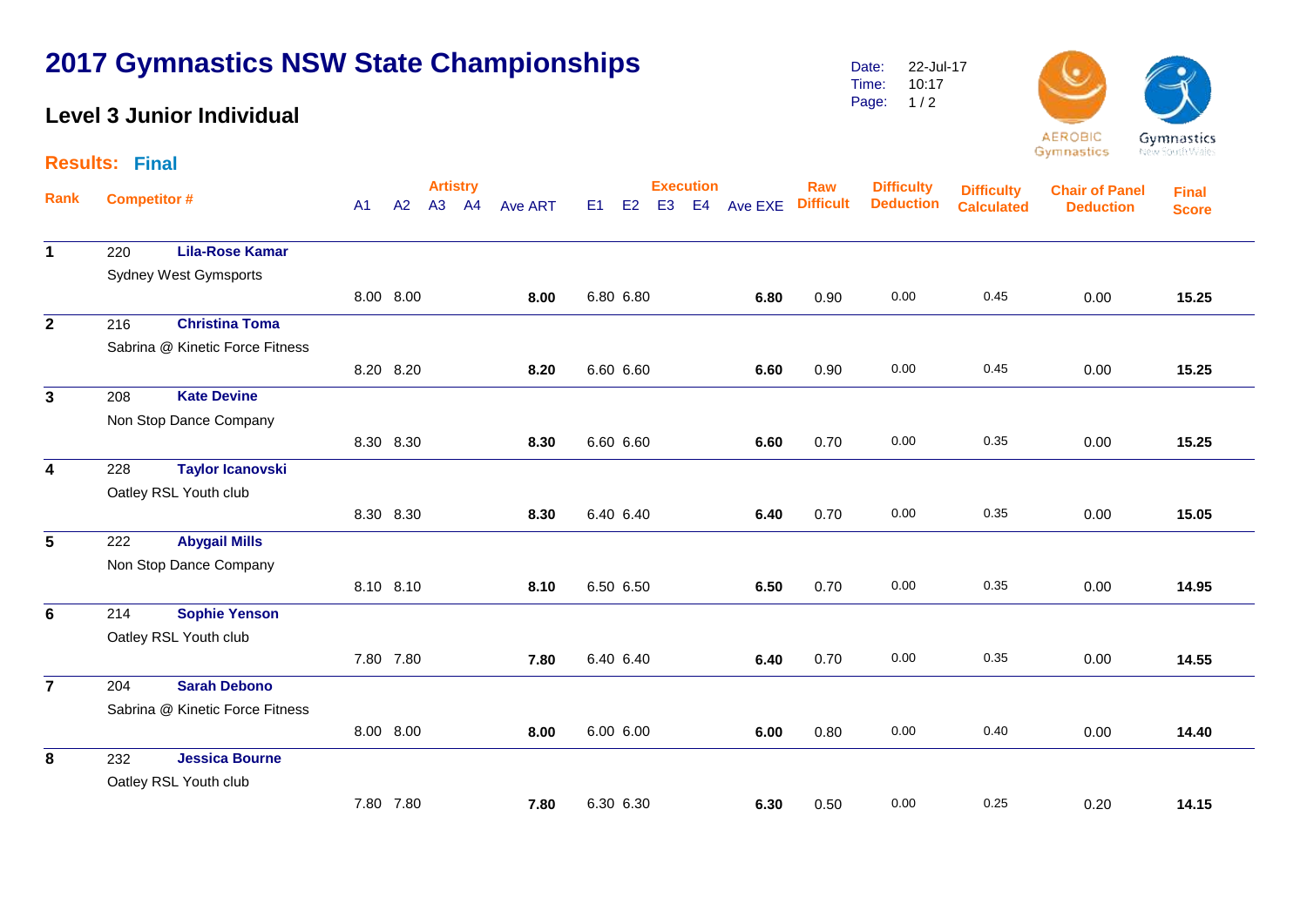# 2017 Gymnastics NSW State Championships

## Level 3 Junior Individual

Date: 22-Jul-17
Time: 10:17

**Results: Final**

| Rank | Competitor # | | Artistry A1 | A2 | A3 | A4 | Ave ART | Execution E1 | E2 | E3 | E4 | Ave EXE | Raw Difficult | Difficulty Deduction | Difficulty Calculated | Chair of Panel Deduction | Final Score |
|---|---|---|---|---|---|---|---|---|---|---|---|---|---|---|---|---|---|
| 1 | 220 | Lila-Rose Kamar<br>Sydney West Gymsports | 8.00 | 8.00 | | | 8.00 | 6.80 | 6.80 | | | 6.80 | 0.90 | 0.00 | 0.45 | 0.00 | 15.25 |
| 2 | 216 | Christina Toma<br>Sabrina @ Kinetic Force Fitness | 8.20 | 8.20 | | | 8.20 | 6.60 | 6.60 | | | 6.60 | 0.90 | 0.00 | 0.45 | 0.00 | 15.25 |
| 3 | 208 | Kate Devine<br>Non Stop Dance Company | 8.30 | 8.30 | | | 8.30 | 6.60 | 6.60 | | | 6.60 | 0.70 | 0.00 | 0.35 | 0.00 | 15.25 |
| 4 | 228 | Taylor Icanovski<br>Oatley RSL Youth club | 8.30 | 8.30 | | | 8.30 | 6.40 | 6.40 | | | 6.40 | 0.70 | 0.00 | 0.35 | 0.00 | 15.05 |
| 5 | 222 | Abygail Mills<br>Non Stop Dance Company | 8.10 | 8.10 | | | 8.10 | 6.50 | 6.50 | | | 6.50 | 0.70 | 0.00 | 0.35 | 0.00 | 14.95 |
| 6 | 214 | Sophie Yenson<br>Oatley RSL Youth club | 7.80 | 7.80 | | | 7.80 | 6.40 | 6.40 | | | 6.40 | 0.70 | 0.00 | 0.35 | 0.00 | 14.55 |
| 7 | 204 | Sarah Debono<br>Sabrina @ Kinetic Force Fitness | 8.00 | 8.00 | | | 8.00 | 6.00 | 6.00 | | | 6.00 | 0.80 | 0.00 | 0.40 | 0.00 | 14.40 |
| 8 | 232 | Jessica Bourne<br>Oatley RSL Youth club | 7.80 | 7.80 | | | 7.80 | 6.30 | 6.30 | | | 6.30 | 0.50 | 0.00 | 0.25 | 0.20 | 14.15 |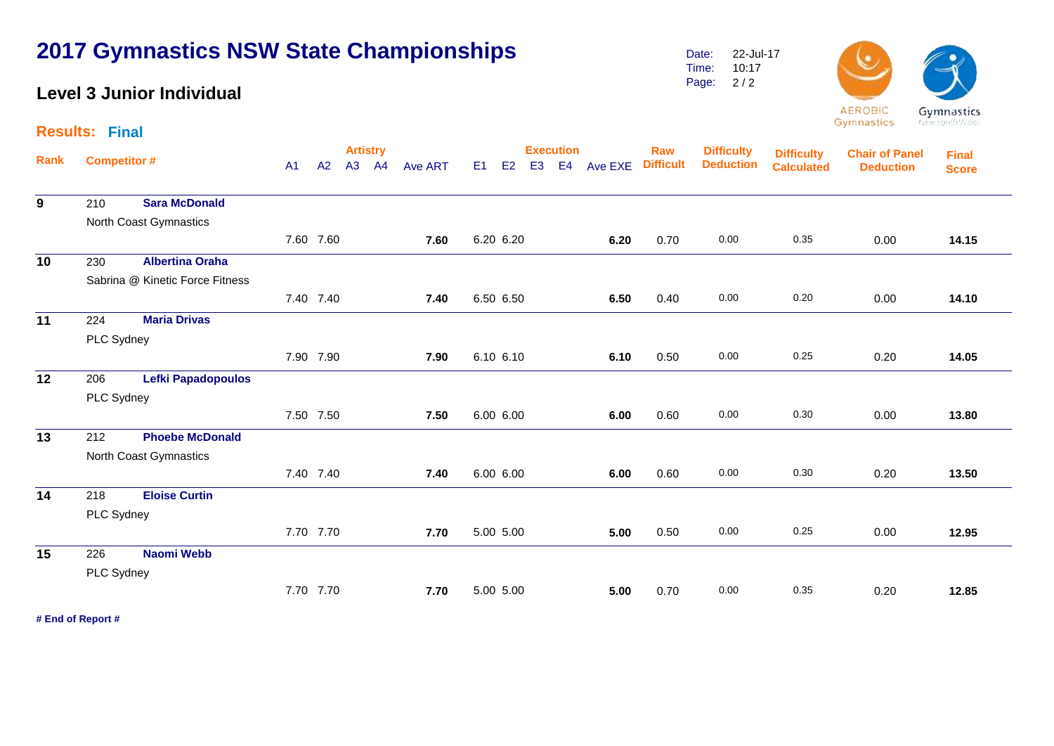# 2017 Gymnastics NSW State Championships

## Level 3 Junior Individual

Date: 22-Jul-17
Time: 10:17
Page: 2 / 2

AEROBIC Gymnastics

Gymnastics New South Wales

**Results: Final**

| Rank | Competitor # | | A1 | A2 | A3 | A4 | Ave ART | E1 | E2 | E3 | E4 | Ave EXE | Raw Difficult | Difficulty Deduction | Difficulty Calculated | Chair of Panel Deduction | Final Score |
|---|---|---|---|---|---|---|---|---|---|---|---|---|---|---|---|---|---|
| 9 | 210 | **Sara McDonald** North Coast Gymnastics | 7.60 | 7.60 | | | **7.60** | 6.20 | 6.20 | | | **6.20** | 0.70 | 0.00 | 0.35 | 0.00 | **14.15** |
| 10 | 230 | **Albertina Oraha** Sabrina @ Kinetic Force Fitness | 7.40 | 7.40 | | | **7.40** | 6.50 | 6.50 | | | **6.50** | 0.40 | 0.00 | 0.20 | 0.00 | **14.10** |
| 11 | 224 | **Maria Drivas** PLC Sydney | 7.90 | 7.90 | | | **7.90** | 6.10 | 6.10 | | | **6.10** | 0.50 | 0.00 | 0.25 | 0.20 | **14.05** |
| 12 | 206 | **Lefki Papadopoulos** PLC Sydney | 7.50 | 7.50 | | | **7.50** | 6.00 | 6.00 | | | **6.00** | 0.60 | 0.00 | 0.30 | 0.00 | **13.80** |
| 13 | 212 | **Phoebe McDonald** North Coast Gymnastics | 7.40 | 7.40 | | | **7.40** | 6.00 | 6.00 | | | **6.00** | 0.60 | 0.00 | 0.30 | 0.20 | **13.50** |
| 14 | 218 | **Eloise Curtin** PLC Sydney | 7.70 | 7.70 | | | **7.70** | 5.00 | 5.00 | | | **5.00** | 0.50 | 0.00 | 0.25 | 0.00 | **12.95** |
| 15 | 226 | **Naomi Webb** PLC Sydney | 7.70 | 7.70 | | | **7.70** | 5.00 | 5.00 | | | **5.00** | 0.70 | 0.00 | 0.35 | 0.20 | **12.85** |

**# End of Report #**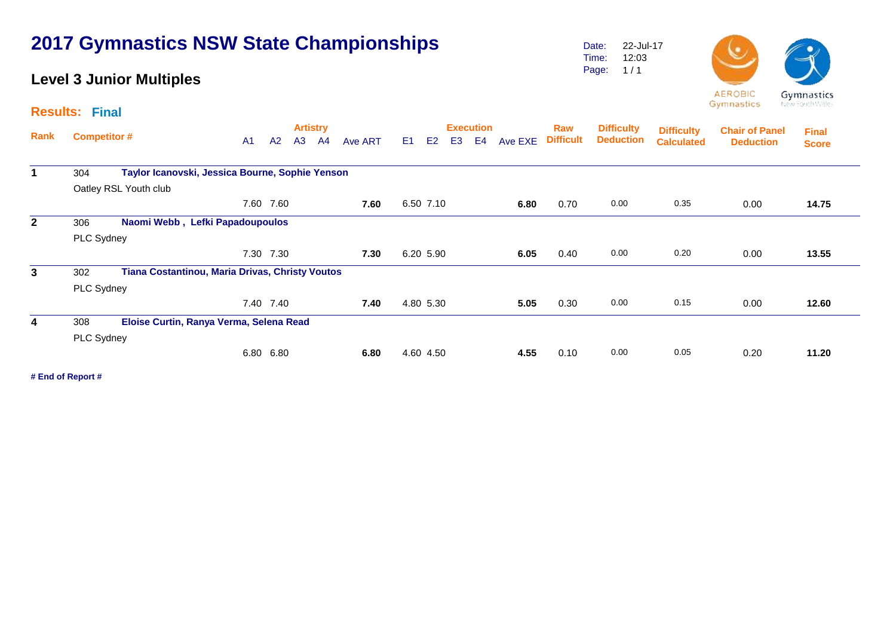# 2017 Gymnastics NSW State Championships

## Level 3 Junior Multiples

Date: 22-Jul-17
Time: 12:03
Page: 1 / 1

AEROBIC Gymnastics

Gymnastics New South Wales

**Results: Final**

| Rank | Competitor # | | Artistry A1 | A2 | A3 | A4 | Ave ART | Execution E1 | E2 | E3 | E4 | Ave EXE | Raw Difficult | Difficulty Deduction | Difficulty Calculated | Chair of Panel Deduction | Final Score |
|---|---|---|---|---|---|---|---|---|---|---|---|---|---|---|---|---|---|
| **1** | 304 | **Taylor Icanovski, Jessica Bourne, Sophie Yenson** | | | | | | | | | | | | | | | |
| | Oatley RSL Youth club | | | | | | | | | | | | | | | | |
| | | | 7.60 | 7.60 | | | **7.60** | 6.50 | 7.10 | | | **6.80** | 0.70 | 0.00 | 0.35 | 0.00 | **14.75** |
| **2** | 306 | **Naomi Webb , Lefki Papadoupoulos** | | | | | | | | | | | | | | | |
| | PLC Sydney | | | | | | | | | | | | | | | | |
| | | | 7.30 | 7.30 | | | **7.30** | 6.20 | 5.90 | | | **6.05** | 0.40 | 0.00 | 0.20 | 0.00 | **13.55** |
| **3** | 302 | **Tiana Costantinou, Maria Drivas, Christy Voutos** | | | | | | | | | | | | | | | |
| | PLC Sydney | | | | | | | | | | | | | | | | |
| | | | 7.40 | 7.40 | | | **7.40** | 4.80 | 5.30 | | | **5.05** | 0.30 | 0.00 | 0.15 | 0.00 | **12.60** |
| **4** | 308 | **Eloise Curtin, Ranya Verma, Selena Read** | | | | | | | | | | | | | | | |
| | PLC Sydney | | | | | | | | | | | | | | | | |
| | | | 6.80 | 6.80 | | | **6.80** | 4.60 | 4.50 | | | **4.55** | 0.10 | 0.00 | 0.05 | 0.20 | **11.20** |

**# End of Report #**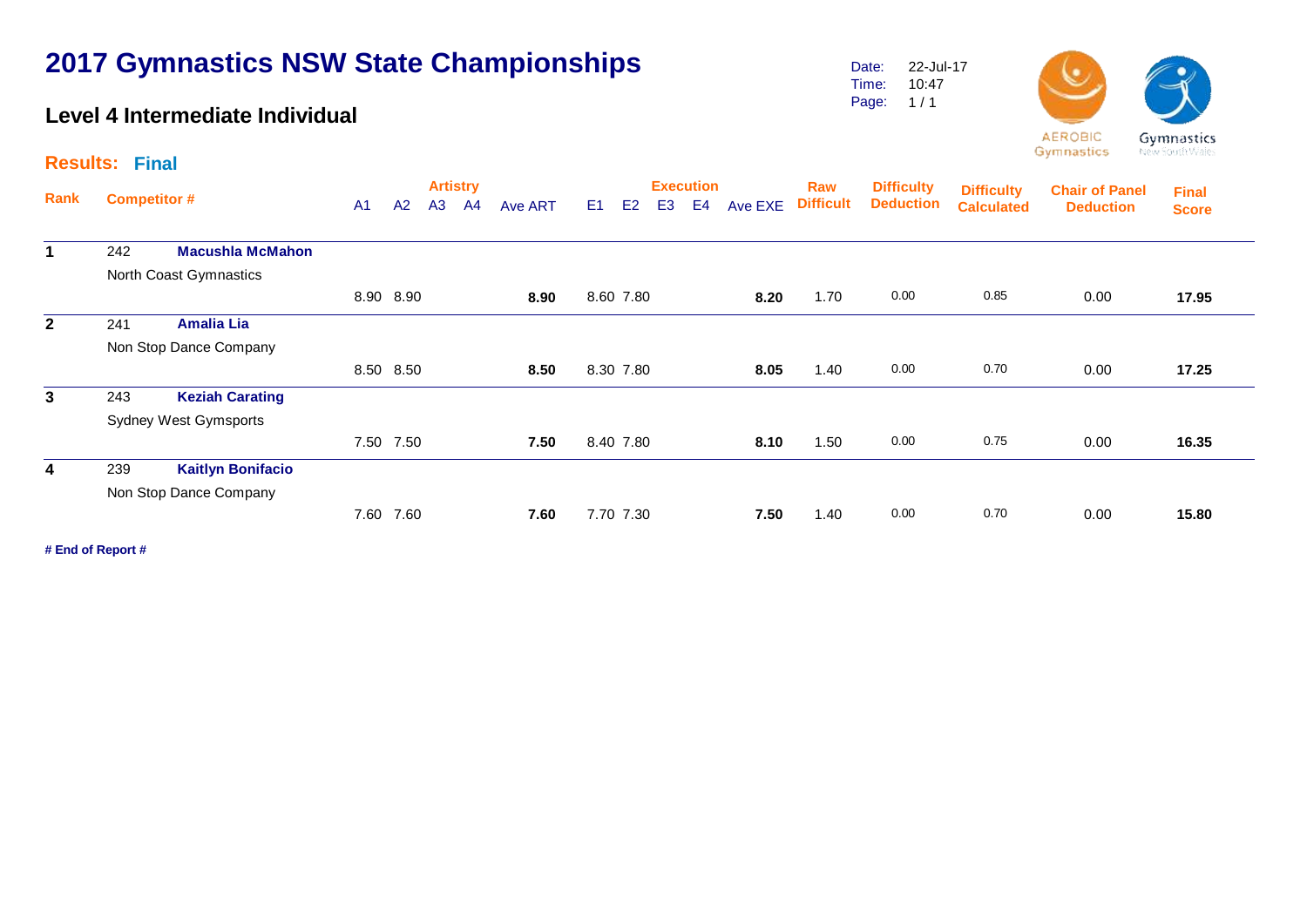# 2017 Gymnastics NSW State Championships

## Level 4 Intermediate Individual

Date: 22-Jul-17
Time: 10:47
Page: 1 / 1

**Results: Final**

| Rank | Competitor # | | A1 | A2 | A3 | A4 | Ave ART | E1 | E2 | E3 | E4 | Ave EXE | Raw Difficult | Difficulty Deduction | Difficulty Calculated | Chair of Panel Deduction | Final Score |
|---|---|---|---|---|---|---|---|---|---|---|---|---|---|---|---|---|---|
| 1 | 242 | **Macushla McMahon** | | | | | | | | | | | | | | | |
| | North Coast Gymnastics | | 8.90 | 8.90 | | | **8.90** | 8.60 | 7.80 | | | **8.20** | 1.70 | 0.00 | 0.85 | 0.00 | **17.95** |
| 2 | 241 | **Amalia Lia** | | | | | | | | | | | | | | | |
| | Non Stop Dance Company | | 8.50 | 8.50 | | | **8.50** | 8.30 | 7.80 | | | **8.05** | 1.40 | 0.00 | 0.70 | 0.00 | **17.25** |
| 3 | 243 | **Keziah Carating** | | | | | | | | | | | | | | | |
| | Sydney West Gymsports | | 7.50 | 7.50 | | | **7.50** | 8.40 | 7.80 | | | **8.10** | 1.50 | 0.00 | 0.75 | 0.00 | **16.35** |
| 4 | 239 | **Kaitlyn Bonifacio** | | | | | | | | | | | | | | | |
| | Non Stop Dance Company | | 7.60 | 7.60 | | | **7.60** | 7.70 | 7.30 | | | **7.50** | 1.40 | 0.00 | 0.70 | 0.00 | **15.80** |

**# End of Report #**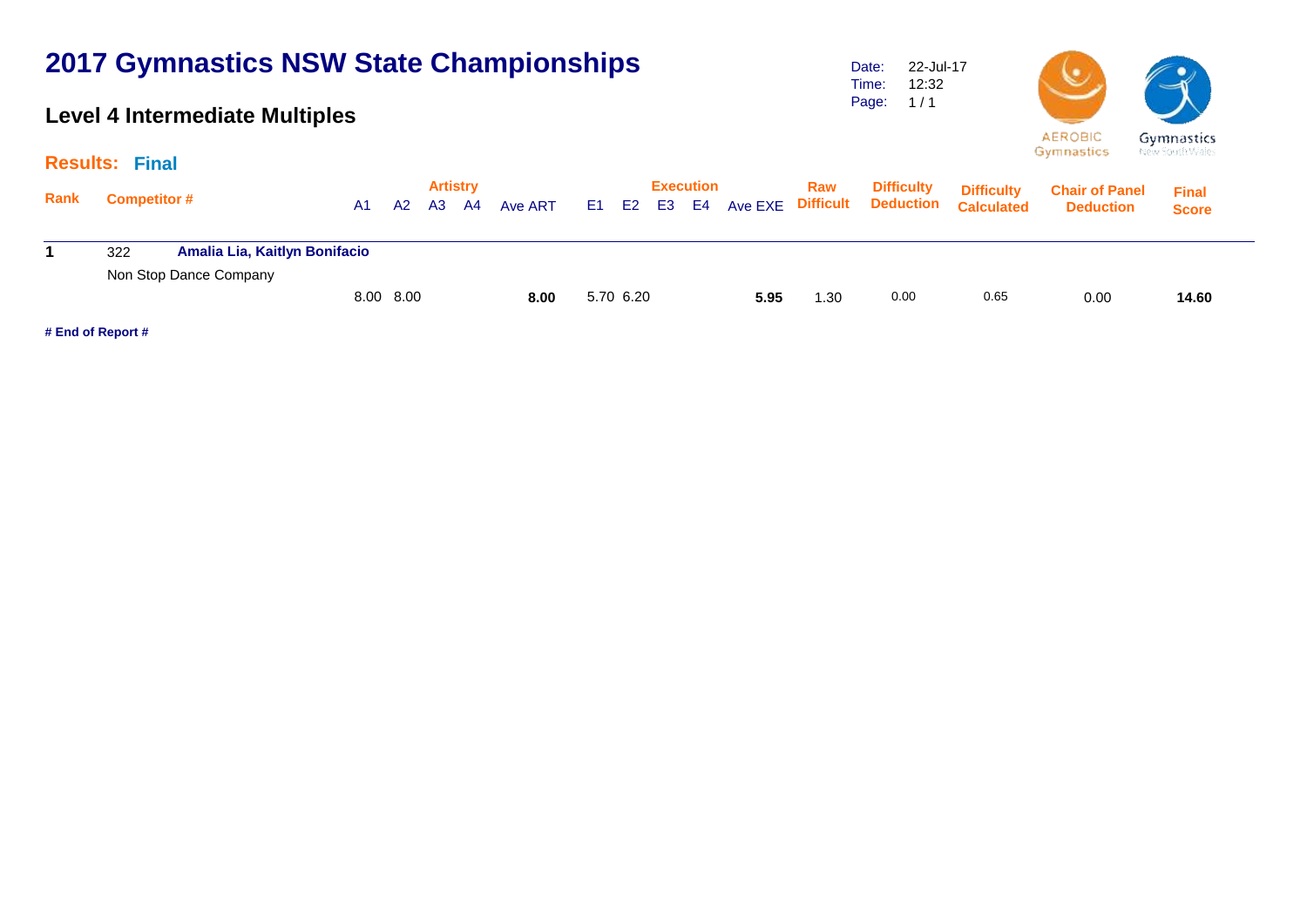# 2017 Gymnastics NSW State Championships

## Level 4 Intermediate Multiples

Date: 22-Jul-17
Time: 12:32
Page: 1 / 1

AEROBIC Gymnastics

Gymnastics New South Wales

**Results: Final**

| Rank | Competitor # | | A1 | A2 | A3 | A4 | Ave ART | E1 | E2 | E3 | E4 | Ave EXE | Raw Difficult | Difficulty Deduction | Difficulty Calculated | Chair of Panel Deduction | Final Score |
|---|---|---|---|---|---|---|---|---|---|---|---|---|---|---|---|---|---|
| **1** | 322 | **Amalia Lia, Kaitlyn Bonifacio** | | | | | | | | | | | | | | | |
| | Non Stop Dance Company | | 8.00 | 8.00 | | | **8.00** | 5.70 | 6.20 | | | **5.95** | 1.30 | 0.00 | 0.65 | 0.00 | **14.60** |

**# End of Report #**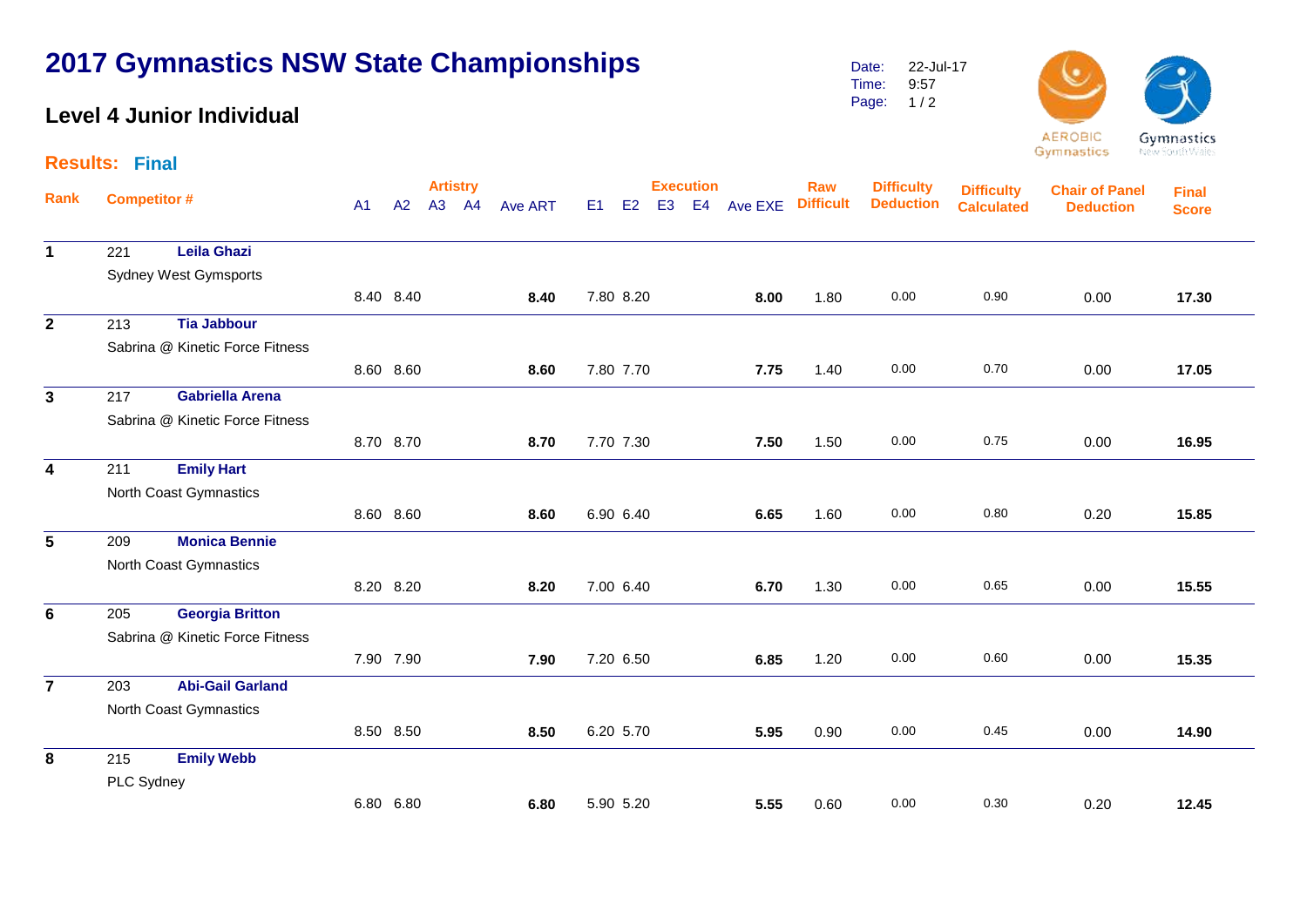# 2017 Gymnastics NSW State Championships

## Level 4 Junior Individual

Date: 22-Jul-17
Time: 9:57

**Results: Final**

| Rank | Competitor # | | A1 | A2 | A3 | A4 | Ave ART | E1 | E2 | E3 | E4 | Ave EXE | Raw Difficult | Difficulty Deduction | Difficulty Calculated | Chair of Panel Deduction | Final Score |
|---|---|---|---|---|---|---|---|---|---|---|---|---|---|---|---|---|---|
| | | | Artistry | | | | | Execution | | | | | | | | | |
| 1 | 221 | **Leila Ghazi** Sydney West Gymsports | 8.40 | 8.40 | | | **8.40** | 7.80 | 8.20 | | | **8.00** | 1.80 | 0.00 | 0.90 | 0.00 | **17.30** |
| 2 | 213 | **Tia Jabbour** Sabrina @ Kinetic Force Fitness | 8.60 | 8.60 | | | **8.60** | 7.80 | 7.70 | | | **7.75** | 1.40 | 0.00 | 0.70 | 0.00 | **17.05** |
| 3 | 217 | **Gabriella Arena** Sabrina @ Kinetic Force Fitness | 8.70 | 8.70 | | | **8.70** | 7.70 | 7.30 | | | **7.50** | 1.50 | 0.00 | 0.75 | 0.00 | **16.95** |
| 4 | 211 | **Emily Hart** North Coast Gymnastics | 8.60 | 8.60 | | | **8.60** | 6.90 | 6.40 | | | **6.65** | 1.60 | 0.00 | 0.80 | 0.20 | **15.85** |
| 5 | 209 | **Monica Bennie** North Coast Gymnastics | 8.20 | 8.20 | | | **8.20** | 7.00 | 6.40 | | | **6.70** | 1.30 | 0.00 | 0.65 | 0.00 | **15.55** |
| 6 | 205 | **Georgia Britton** Sabrina @ Kinetic Force Fitness | 7.90 | 7.90 | | | **7.90** | 7.20 | 6.50 | | | **6.85** | 1.20 | 0.00 | 0.60 | 0.00 | **15.35** |
| 7 | 203 | **Abi-Gail Garland** North Coast Gymnastics | 8.50 | 8.50 | | | **8.50** | 6.20 | 5.70 | | | **5.95** | 0.90 | 0.00 | 0.45 | 0.00 | **14.90** |
| 8 | 215 | **Emily Webb** PLC Sydney | 6.80 | 6.80 | | | **6.80** | 5.90 | 5.20 | | | **5.55** | 0.60 | 0.00 | 0.30 | 0.20 | **12.45** |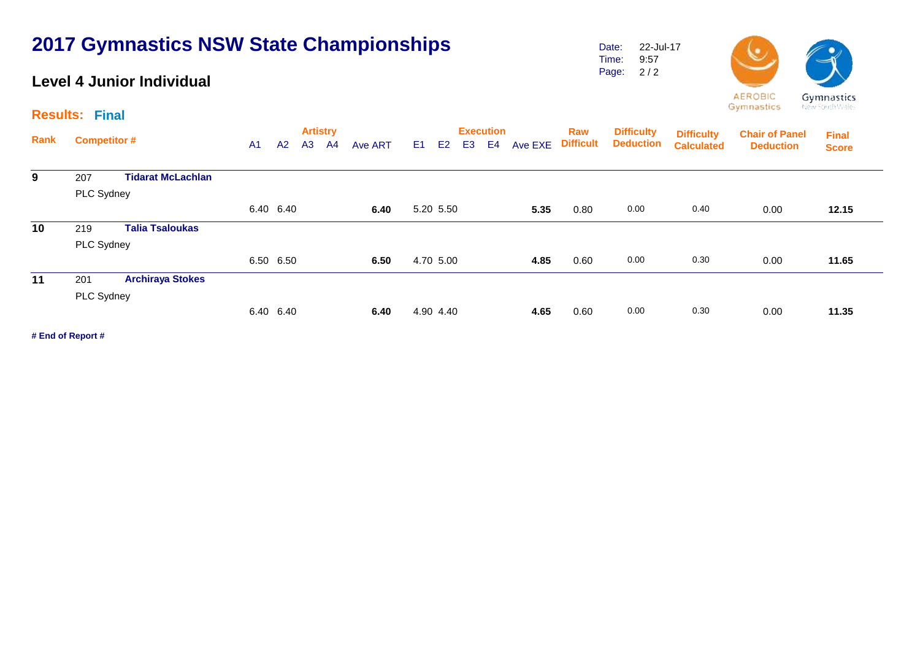# 2017 Gymnastics NSW State Championships

## Level 4 Junior Individual

Date: 22-Jul-17
Time: 9:57

**Results: Final**

| Rank | Competitor # | | Artistry A1 | A2 | A3 | A4 | Ave ART | Execution E1 | E2 | E3 | E4 | Ave EXE | Raw Difficult | Difficulty Deduction | Difficulty Calculated | Chair of Panel Deduction | Final Score |
|---|---|---|---|---|---|---|---|---|---|---|---|---|---|---|---|---|---|
| **9** | 207 | **Tidarat McLachlan** PLC Sydney | 6.40 | 6.40 | | | **6.40** | 5.20 | 5.50 | | | **5.35** | 0.80 | 0.00 | 0.40 | 0.00 | **12.15** |
| **10** | 219 | **Talia Tsaloukas** PLC Sydney | 6.50 | 6.50 | | | **6.50** | 4.70 | 5.00 | | | **4.85** | 0.60 | 0.00 | 0.30 | 0.00 | **11.65** |
| **11** | 201 | **Archiraya Stokes** PLC Sydney | 6.40 | 6.40 | | | **6.40** | 4.90 | 4.40 | | | **4.65** | 0.60 | 0.00 | 0.30 | 0.00 | **11.35** |

**# End of Report #**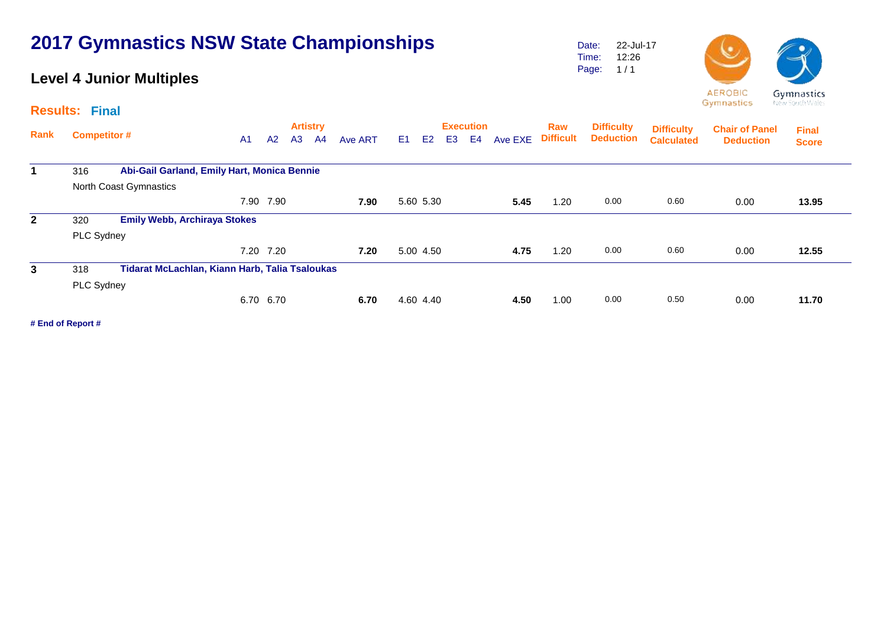# 2017 Gymnastics NSW State Championships

## Level 4 Junior Multiples

Date: 22-Jul-17
Time: 12:26
Page: 1 / 1

AEROBIC Gymnastics

Gymnastics New South Wales

**Results: Final**

| Rank | Competitor # | | Artistry | | | | | Execution | | | | | Raw | Difficulty | Difficulty | Chair of Panel | Final |
|---|---|---|---|---|---|---|---|---|---|---|---|---|---|---|---|---|---|
| | | A1 | A2 | A3 | A4 | Ave ART | E1 | E2 | E3 | E4 | Ave EXE | Difficult | Deduction | Calculated | Deduction | Score |
| **1** | 316 **Abi-Gail Garland, Emily Hart, Monica Bennie** North Coast Gymnastics | 7.90 | 7.90 | | | **7.90** | 5.60 | 5.30 | | | **5.45** | 1.20 | 0.00 | 0.60 | 0.00 | **13.95** |
| **2** | 320 **Emily Webb, Archiraya Stokes** PLC Sydney | 7.20 | 7.20 | | | **7.20** | 5.00 | 4.50 | | | **4.75** | 1.20 | 0.00 | 0.60 | 0.00 | **12.55** |
| **3** | 318 **Tidarat McLachlan, Kiann Harb, Talia Tsaloukas** PLC Sydney | 6.70 | 6.70 | | | **6.70** | 4.60 | 4.40 | | | **4.50** | 1.00 | 0.00 | 0.50 | 0.00 | **11.70** |

**# End of Report #**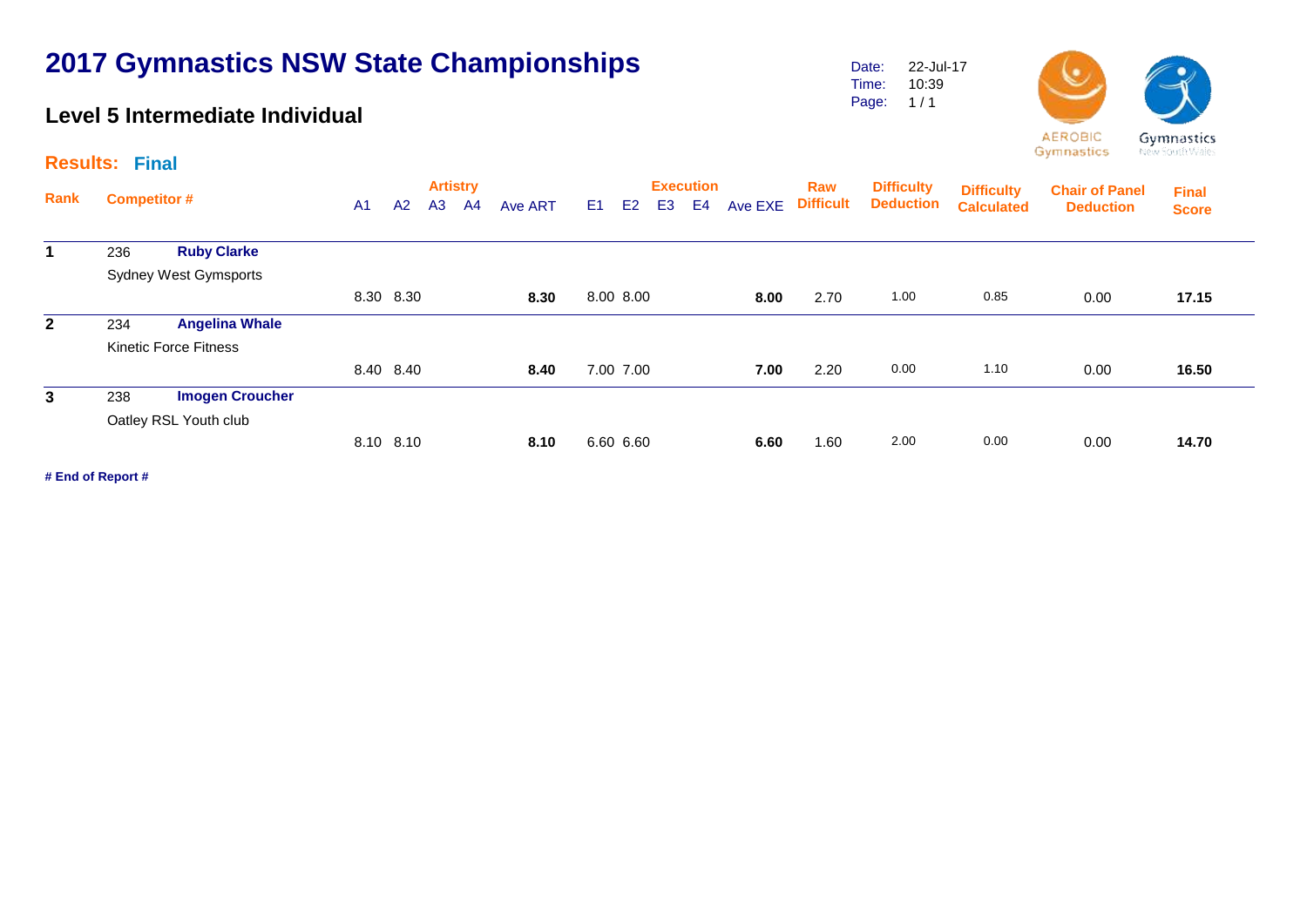# 2017 Gymnastics NSW State Championships

## Level 5 Intermediate Individual

Date: 22-Jul-17
Time: 10:39
Page: 1 / 1

AEROBIC Gymnastics

Gymnastics New South Wales

**Results: Final**

| Rank | Competitor # | | Artistry A1 | A2 | A3 | A4 | Ave ART | Execution E1 | E2 | E3 | E4 | Ave EXE | Raw Difficult | Difficulty Deduction | Difficulty Calculated | Chair of Panel Deduction | Final Score |
|---|---|---|---|---|---|---|---|---|---|---|---|---|---|---|---|---|---|
| **1** | 236 | **Ruby Clarke** Sydney West Gymsports | 8.30 | 8.30 | | | **8.30** | 8.00 | 8.00 | | | **8.00** | 2.70 | 1.00 | 0.85 | 0.00 | **17.15** |
| **2** | 234 | **Angelina Whale** Kinetic Force Fitness | 8.40 | 8.40 | | | **8.40** | 7.00 | 7.00 | | | **7.00** | 2.20 | 0.00 | 1.10 | 0.00 | **16.50** |
| **3** | 238 | **Imogen Croucher** Oatley RSL Youth club | 8.10 | 8.10 | | | **8.10** | 6.60 | 6.60 | | | **6.60** | 1.60 | 2.00 | 0.00 | 0.00 | **14.70** |

**# End of Report #**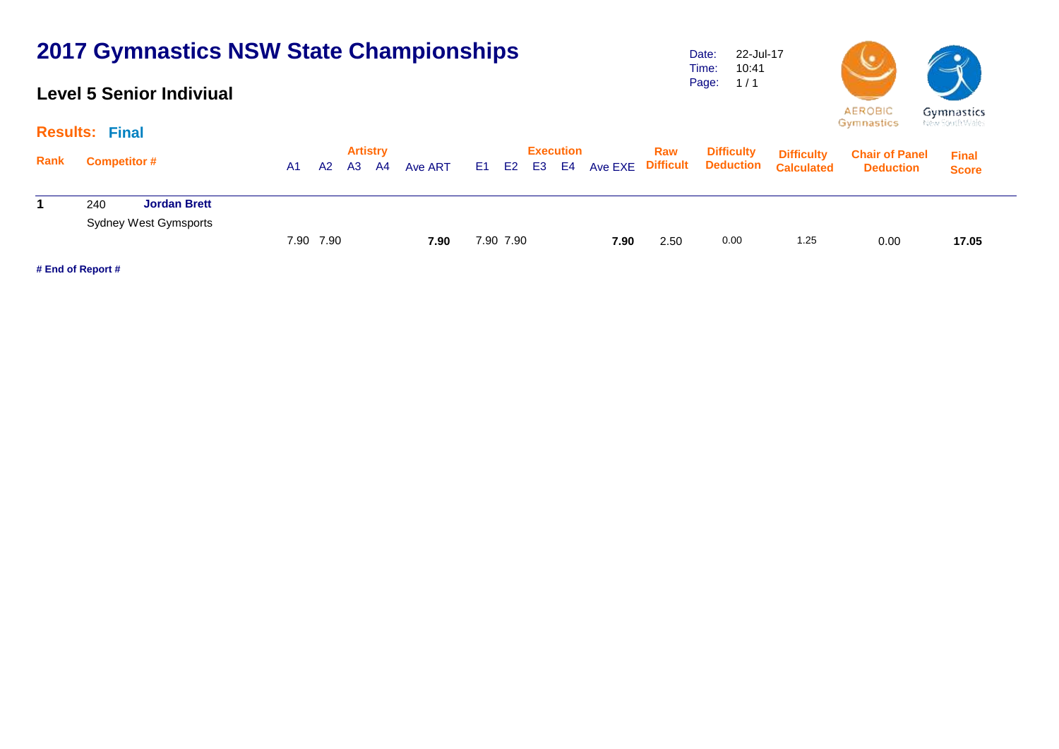# 2017 Gymnastics NSW State Championships

## Level 5 Senior Indiviual

Date: 22-Jul-17
Time: 10:41

**Results: Final**

| Rank | Competitor # | | A1 | A2 | A3 | A4 | Ave ART | E1 | E2 | E3 | E4 | Ave EXE | Raw Difficult | Difficulty Deduction | Difficulty Calculated | Chair of Panel Deduction | Final Score |
|---|---|---|---|---|---|---|---|---|---|---|---|---|---|---|---|---|---|
| **1** | 240 | **Jordan Brett** | | | | | | | | | | | | | | | |
| | Sydney West Gymsports | | 7.90 | 7.90 | | | **7.90** | 7.90 | 7.90 | | | **7.90** | 2.50 | 0.00 | 1.25 | 0.00 | **17.05** |

**# End of Report #**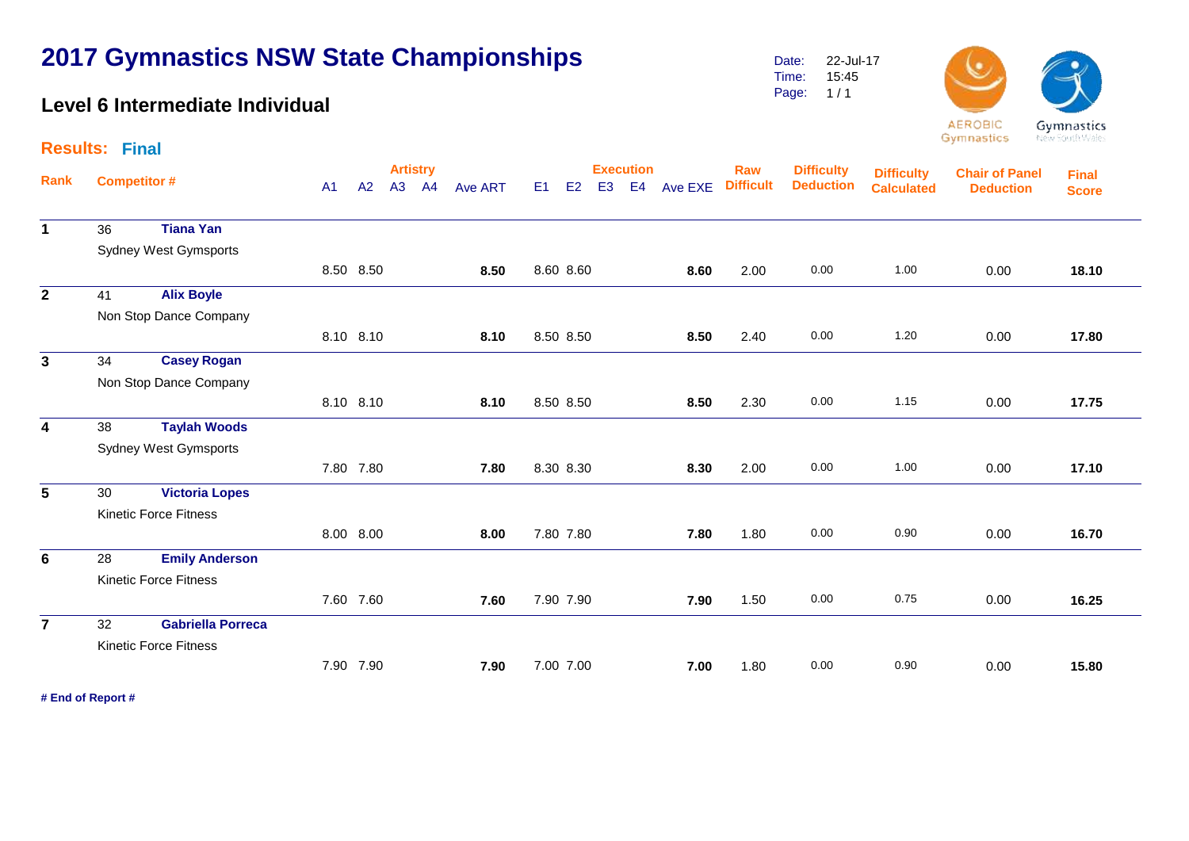# 2017 Gymnastics NSW State Championships

## Level 6 Intermediate Individual

Date: 22-Jul-17
Time: 15:45
Page: 1 / 1

**Results: Final**

| Rank | Competitor # | | A1 | A2 | A3 | A4 | Ave ART | E1 | E2 | E3 | E4 | Ave EXE | Raw Difficult | Difficulty Deduction | Difficulty Calculated | Chair of Panel Deduction | Final Score |
|---|---|---|---|---|---|---|---|---|---|---|---|---|---|---|---|---|---|
| | | | Artistry | | | | | Execution | | | | | | | | | |
| **1** | 36 | **Tiana Yan** | | | | | | | | | | | | | | | |
| | Sydney West Gymsports | | 8.50 | 8.50 | | | **8.50** | 8.60 | 8.60 | | | **8.60** | 2.00 | 0.00 | 1.00 | 0.00 | **18.10** |
| **2** | 41 | **Alix Boyle** | | | | | | | | | | | | | | | |
| | Non Stop Dance Company | | 8.10 | 8.10 | | | **8.10** | 8.50 | 8.50 | | | **8.50** | 2.40 | 0.00 | 1.20 | 0.00 | **17.80** |
| **3** | 34 | **Casey Rogan** | | | | | | | | | | | | | | | |
| | Non Stop Dance Company | | 8.10 | 8.10 | | | **8.10** | 8.50 | 8.50 | | | **8.50** | 2.30 | 0.00 | 1.15 | 0.00 | **17.75** |
| **4** | 38 | **Taylah Woods** | | | | | | | | | | | | | | | |
| | Sydney West Gymsports | | 7.80 | 7.80 | | | **7.80** | 8.30 | 8.30 | | | **8.30** | 2.00 | 0.00 | 1.00 | 0.00 | **17.10** |
| **5** | 30 | **Victoria Lopes** | | | | | | | | | | | | | | | |
| | Kinetic Force Fitness | | 8.00 | 8.00 | | | **8.00** | 7.80 | 7.80 | | | **7.80** | 1.80 | 0.00 | 0.90 | 0.00 | **16.70** |
| **6** | 28 | **Emily Anderson** | | | | | | | | | | | | | | | |
| | Kinetic Force Fitness | | 7.60 | 7.60 | | | **7.60** | 7.90 | 7.90 | | | **7.90** | 1.50 | 0.00 | 0.75 | 0.00 | **16.25** |
| **7** | 32 | **Gabriella Porreca** | | | | | | | | | | | | | | | |
| | Kinetic Force Fitness | | 7.90 | 7.90 | | | **7.90** | 7.00 | 7.00 | | | **7.00** | 1.80 | 0.00 | 0.90 | 0.00 | **15.80** |

**# End of Report #**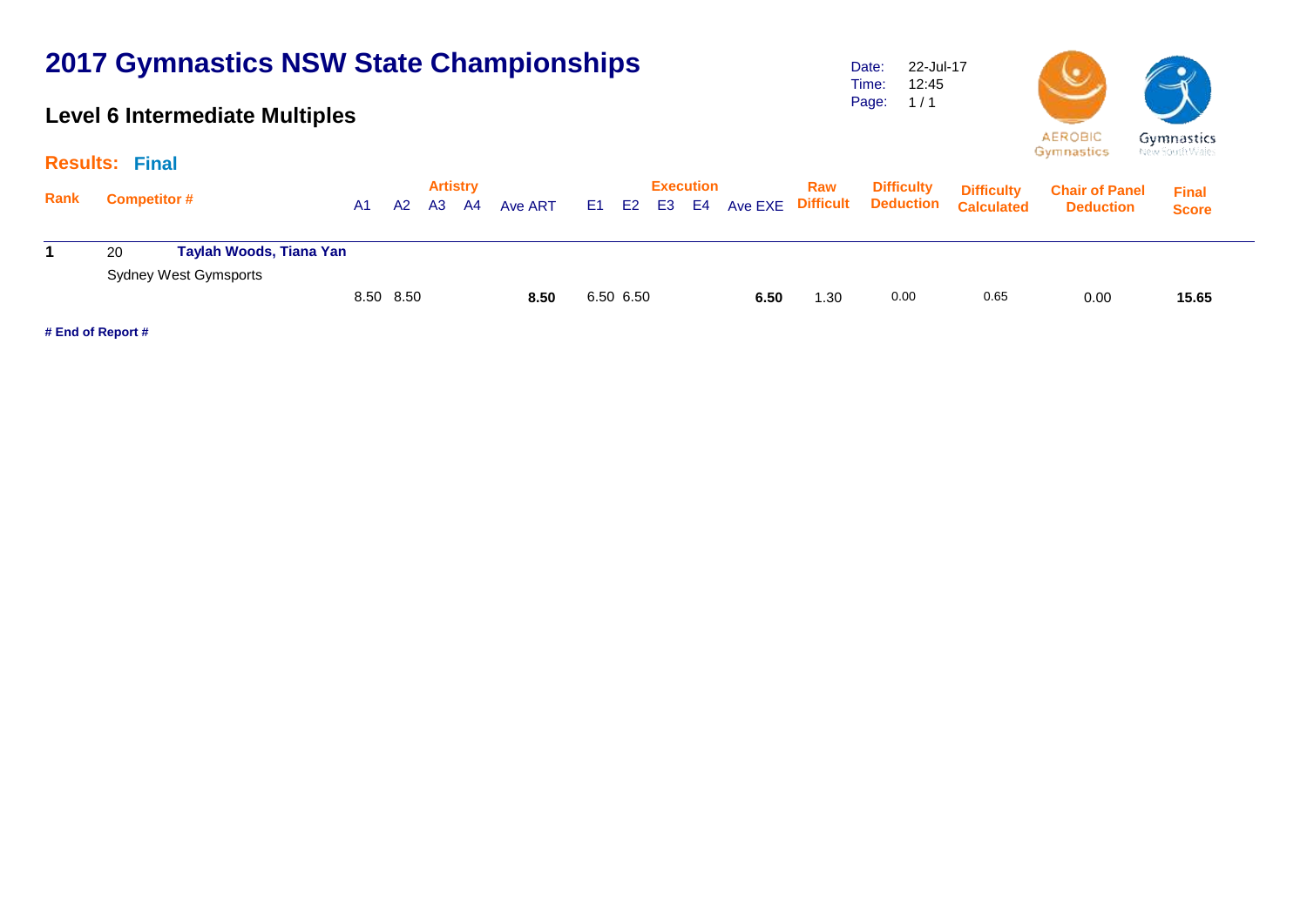# 2017 Gymnastics NSW State Championships

## Level 6 Intermediate Multiples

Date: 22-Jul-17
Time: 12:45
Page: 1 / 1

AEROBIC Gymnastics
Gymnastics New South Wales

**Results: Final**

| Rank | Competitor # | | Artistry A1 | A2 | A3 | A4 | Ave ART | Execution E1 | E2 | E3 | E4 | Ave EXE | Raw Difficult | Difficulty Deduction | Difficulty Calculated | Chair of Panel Deduction | Final Score |
|---|---|---|---|---|---|---|---|---|---|---|---|---|---|---|---|---|---|
| **1** | 20 | **Taylah Woods, Tiana Yan** | | | | | | | | | | | | | | | |
| | Sydney West Gymsports | | | | | | | | | | | | | | | | |
| | | | 8.50 | 8.50 | | | **8.50** | 6.50 | 6.50 | | | **6.50** | 1.30 | 0.00 | 0.65 | 0.00 | **15.65** |

**# End of Report #**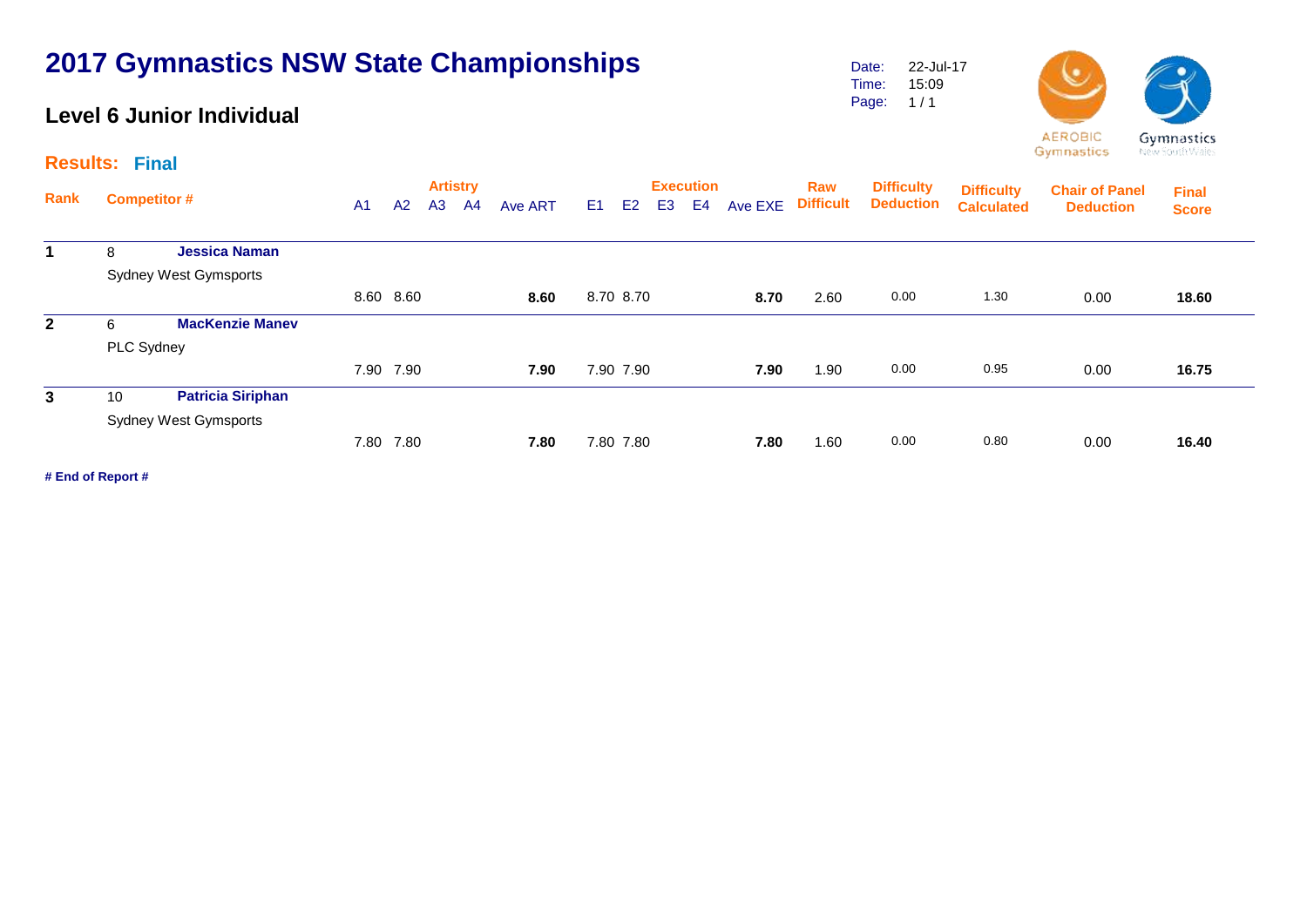# 2017 Gymnastics NSW State Championships

## Level 6 Junior Individual

Date: 22-Jul-17
Time: 15:09
Page: 1 / 1

**Results: Final**

| Rank | Competitor # | | A1 | A2 | A3 | A4 | Ave ART | E1 | E2 | E3 | E4 | Ave EXE | Raw Difficult | Difficulty Deduction | Difficulty Calculated | Chair of Panel Deduction | Final Score |
|---|---|---|---|---|---|---|---|---|---|---|---|---|---|---|---|---|---|
| **1** | 8 | **Jessica Naman** | | | | | | | | | | | | | | | |
| | Sydney West Gymsports | | 8.60 | 8.60 | | | **8.60** | 8.70 | 8.70 | | | **8.70** | 2.60 | 0.00 | 1.30 | 0.00 | **18.60** |
| **2** | 6 | **MacKenzie Manev** | | | | | | | | | | | | | | | |
| | PLC Sydney | | 7.90 | 7.90 | | | **7.90** | 7.90 | 7.90 | | | **7.90** | 1.90 | 0.00 | 0.95 | 0.00 | **16.75** |
| **3** | 10 | **Patricia Siriphan** | | | | | | | | | | | | | | | |
| | Sydney West Gymsports | | 7.80 | 7.80 | | | **7.80** | 7.80 | 7.80 | | | **7.80** | 1.60 | 0.00 | 0.80 | 0.00 | **16.40** |

**# End of Report #**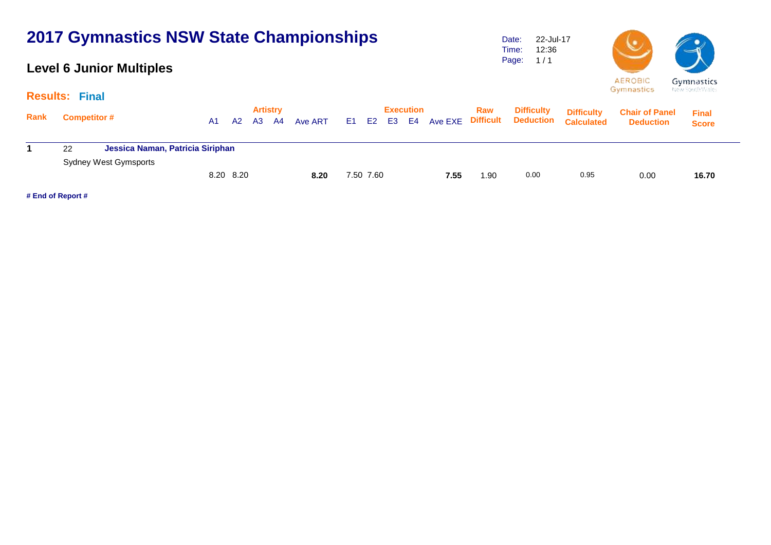# 2017 Gymnastics NSW State Championships

## Level 6 Junior Multiples

Date: 22-Jul-17
Time: 12:36
Page: 1 / 1

**Results: Final**

| Rank | Competitor # | | Artistry | | | | | Execution | | | | | Raw Difficult | Difficulty Deduction | Difficulty Calculated | Chair of Panel Deduction | Final Score |
|---|---|---|---|---|---|---|---|---|---|---|---|---|---|---|---|---|---|
| | | | A1 | A2 | A3 | A4 | Ave ART | E1 | E2 | E3 | E4 | Ave EXE | | | | | |
| **1** | 22 | **Jessica Naman, Patricia Siriphan** | | | | | | | | | | | | | | | |
| | Sydney West Gymsports | | | | | | | | | | | | | | | | |
| | | | 8.20 | 8.20 | | | **8.20** | 7.50 | 7.60 | | | **7.55** | 1.90 | 0.00 | 0.95 | 0.00 | **16.70** |

**# End of Report #**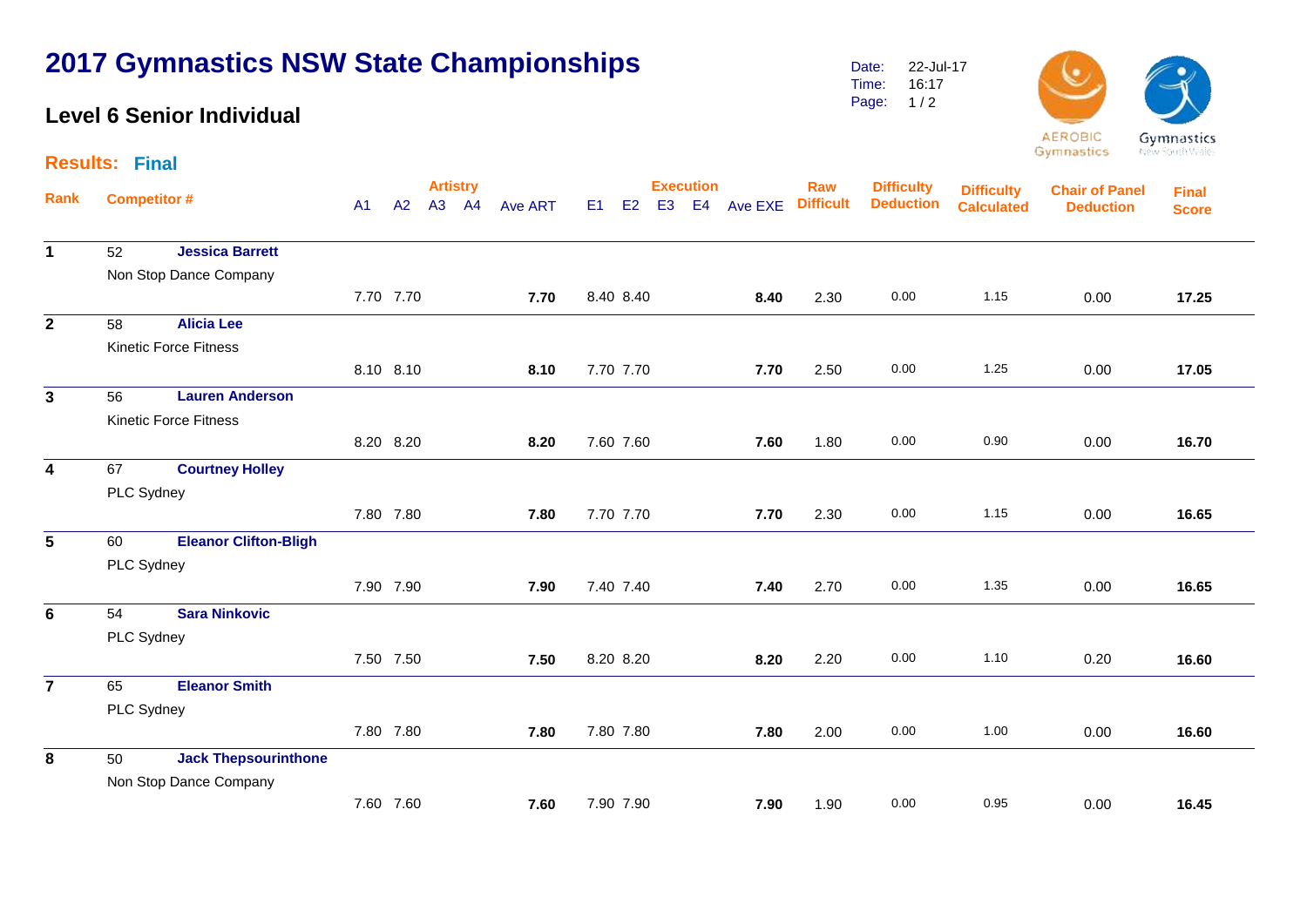# 2017 Gymnastics NSW State Championships

## Level 6 Senior Individual

Date: 22-Jul-17
Time: 16:17
Page: 1 / 2

AEROBIC Gymnastics

Gymnastics New South Wales

**Results: Final**

| Rank | Competitor # | | Artistry A1 | A2 | A3 | A4 | Ave ART | Execution E1 | E2 | E3 | E4 | Ave EXE | Raw Difficult | Difficulty Deduction | Difficulty Calculated | Chair of Panel Deduction | Final Score |
|---|---|---|---|---|---|---|---|---|---|---|---|---|---|---|---|---|---|
| 1 | 52 | **Jessica Barrett** Non Stop Dance Company | 7.70 | 7.70 | | | **7.70** | 8.40 | 8.40 | | | **8.40** | 2.30 | 0.00 | 1.15 | 0.00 | **17.25** |
| 2 | 58 | **Alicia Lee** Kinetic Force Fitness | 8.10 | 8.10 | | | **8.10** | 7.70 | 7.70 | | | **7.70** | 2.50 | 0.00 | 1.25 | 0.00 | **17.05** |
| 3 | 56 | **Lauren Anderson** Kinetic Force Fitness | 8.20 | 8.20 | | | **8.20** | 7.60 | 7.60 | | | **7.60** | 1.80 | 0.00 | 0.90 | 0.00 | **16.70** |
| 4 | 67 | **Courtney Holley** PLC Sydney | 7.80 | 7.80 | | | **7.80** | 7.70 | 7.70 | | | **7.70** | 2.30 | 0.00 | 1.15 | 0.00 | **16.65** |
| 5 | 60 | **Eleanor Clifton-Bligh** PLC Sydney | 7.90 | 7.90 | | | **7.90** | 7.40 | 7.40 | | | **7.40** | 2.70 | 0.00 | 1.35 | 0.00 | **16.65** |
| 6 | 54 | **Sara Ninkovic** PLC Sydney | 7.50 | 7.50 | | | **7.50** | 8.20 | 8.20 | | | **8.20** | 2.20 | 0.00 | 1.10 | 0.20 | **16.60** |
| 7 | 65 | **Eleanor Smith** PLC Sydney | 7.80 | 7.80 | | | **7.80** | 7.80 | 7.80 | | | **7.80** | 2.00 | 0.00 | 1.00 | 0.00 | **16.60** |
| 8 | 50 | **Jack Thepsourinthone** Non Stop Dance Company | 7.60 | 7.60 | | | **7.60** | 7.90 | 7.90 | | | **7.90** | 1.90 | 0.00 | 0.95 | 0.00 | **16.45** |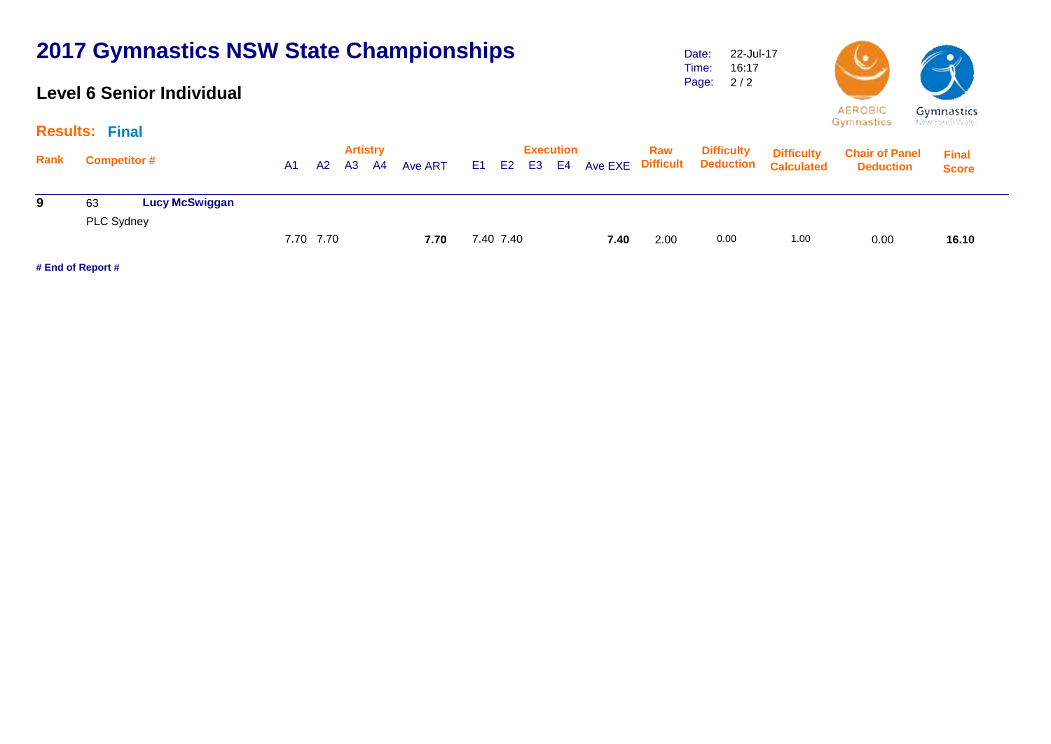# 2017 Gymnastics NSW State Championships

## Level 6 Senior Individual

Date: 22-Jul-17
Time: 16:17
Page: 2 / 2

AEROBIC Gymnastics | Gymnastics New South Wales

**Results: Final**

| Rank | Competitor # | | A1 | A2 | A3 | A4 | Ave ART | E1 | E2 | E3 | E4 | Ave EXE | Raw Difficult | Difficulty Deduction | Difficulty Calculated | Chair of Panel Deduction | Final Score |
|---|---|---|---|---|---|---|---|---|---|---|---|---|---|---|---|---|---|
| **9** | 63 | **Lucy McSwiggan** | | | | | | | | | | | | | | | |
| | PLC Sydney | | | | | | | | | | | | | | | | |
| | | | 7.70 | 7.70 | | | **7.70** | 7.40 | 7.40 | | | **7.40** | 2.00 | 0.00 | 1.00 | 0.00 | **16.10** |

**# End of Report #**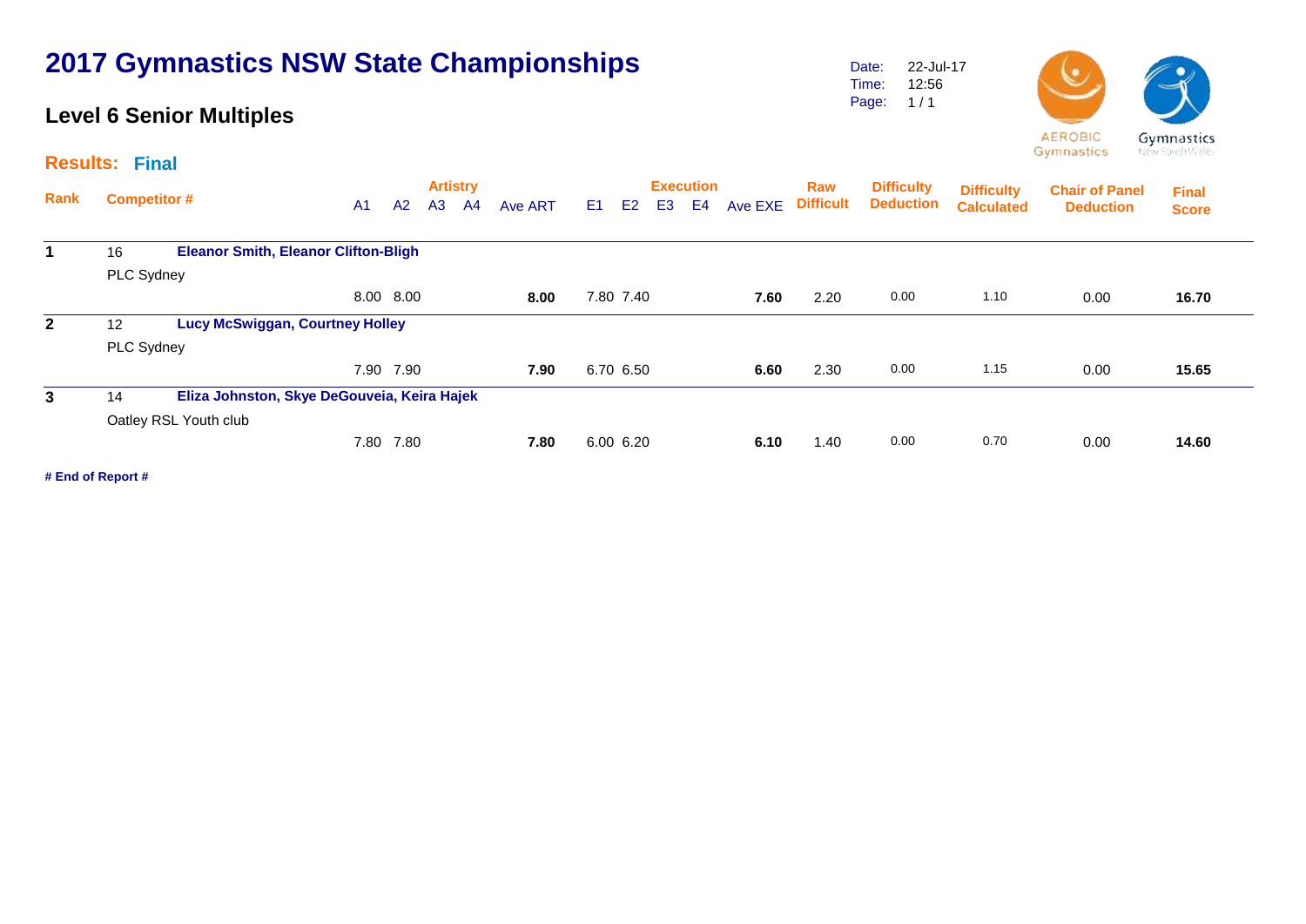# 2017 Gymnastics NSW State Championships

## Level 6 Senior Multiples

Date: 22-Jul-17
Time: 12:56
Page: 1 / 1

AEROBIC Gymnastics

Gymnastics New South Wales

**Results: Final**

| Rank | Competitor # | | Artistry A1 | A2 | A3 | A4 | Ave ART | Execution E1 | E2 | E3 | E4 | Ave EXE | Raw Difficult | Difficulty Deduction | Difficulty Calculated | Chair of Panel Deduction | Final Score |
|---|---|---|---|---|---|---|---|---|---|---|---|---|---|---|---|---|---|
| **1** | 16 | **Eleanor Smith, Eleanor Clifton-Bligh** | | | | | | | | | | | | | | | |
| | PLC Sydney | | | | | | | | | | | | | | | | |
| | | | 8.00 | 8.00 | | | **8.00** | 7.80 | 7.40 | | | **7.60** | 2.20 | 0.00 | 1.10 | 0.00 | **16.70** |
| **2** | 12 | **Lucy McSwiggan, Courtney Holley** | | | | | | | | | | | | | | | |
| | PLC Sydney | | | | | | | | | | | | | | | | |
| | | | 7.90 | 7.90 | | | **7.90** | 6.70 | 6.50 | | | **6.60** | 2.30 | 0.00 | 1.15 | 0.00 | **15.65** |
| **3** | 14 | **Eliza Johnston, Skye DeGouveia, Keira Hajek** | | | | | | | | | | | | | | | |
| | Oatley RSL Youth club | | | | | | | | | | | | | | | | |
| | | | 7.80 | 7.80 | | | **7.80** | 6.00 | 6.20 | | | **6.10** | 1.40 | 0.00 | 0.70 | 0.00 | **14.60** |

**# End of Report #**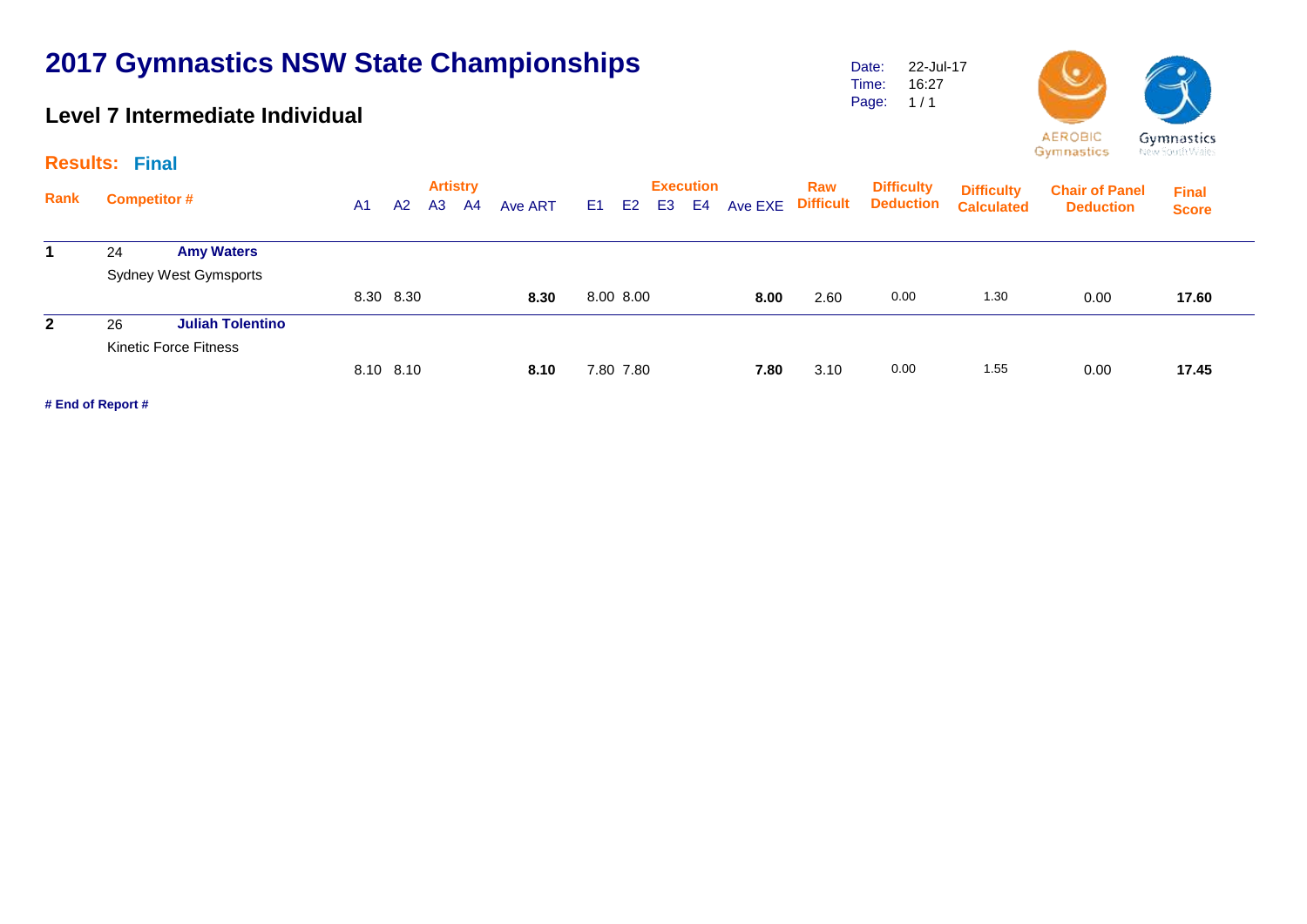# 2017 Gymnastics NSW State Championships

## Level 7 Intermediate Individual

Date: 22-Jul-17
Time: 16:27
Page: 1 / 1

AEROBIC Gymnastics

Gymnastics New South Wales

### Results: Final

| Rank | Competitor # | | Artistry A1 | A2 | A3 | A4 | Ave ART | Execution E1 | E2 | E3 | E4 | Ave EXE | Raw Difficult | Difficulty Deduction | Difficulty Calculated | Chair of Panel Deduction | Final Score |
|---|---|---|---|---|---|---|---|---|---|---|---|---|---|---|---|---|---|
| **1** | 24 | **Amy Waters**<br>Sydney West Gymsports | 8.30 | 8.30 | | | **8.30** | 8.00 | 8.00 | | | **8.00** | 2.60 | 0.00 | 1.30 | 0.00 | **17.60** |
| **2** | 26 | **Juliah Tolentino**<br>Kinetic Force Fitness | 8.10 | 8.10 | | | **8.10** | 7.80 | 7.80 | | | **7.80** | 3.10 | 0.00 | 1.55 | 0.00 | **17.45** |

**# End of Report #**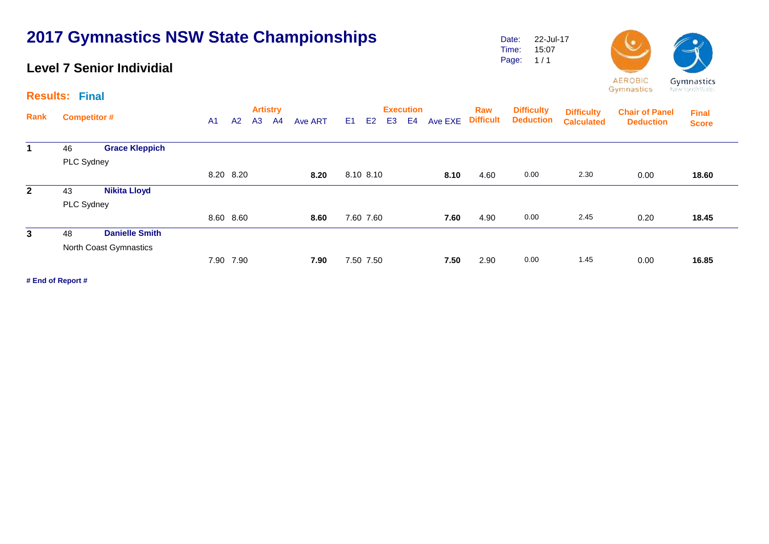# 2017 Gymnastics NSW State Championships

Date: 22-Jul-17
Time: 15:07
Page: 1 / 1

## Level 7 Senior Individial

**Results: Final**

| Rank | Competitor # | | A1 | A2 | A3 | A4 | Ave ART | E1 | E2 | E3 | E4 | Ave EXE | Raw Difficult | Difficulty Deduction | Difficulty Calculated | Chair of Panel Deduction | Final Score |
|---|---|---|---|---|---|---|---|---|---|---|---|---|---|---|---|---|---|
| 1 | 46 | **Grace Kleppich** PLC Sydney | 8.20 | 8.20 | | | **8.20** | 8.10 | 8.10 | | | **8.10** | 4.60 | 0.00 | 2.30 | 0.00 | **18.60** |
| 2 | 43 | **Nikita Lloyd** PLC Sydney | 8.60 | 8.60 | | | **8.60** | 7.60 | 7.60 | | | **7.60** | 4.90 | 0.00 | 2.45 | 0.20 | **18.45** |
| 3 | 48 | **Danielle Smith** North Coast Gymnastics | 7.90 | 7.90 | | | **7.90** | 7.50 | 7.50 | | | **7.50** | 2.90 | 0.00 | 1.45 | 0.00 | **16.85** |

**# End of Report #**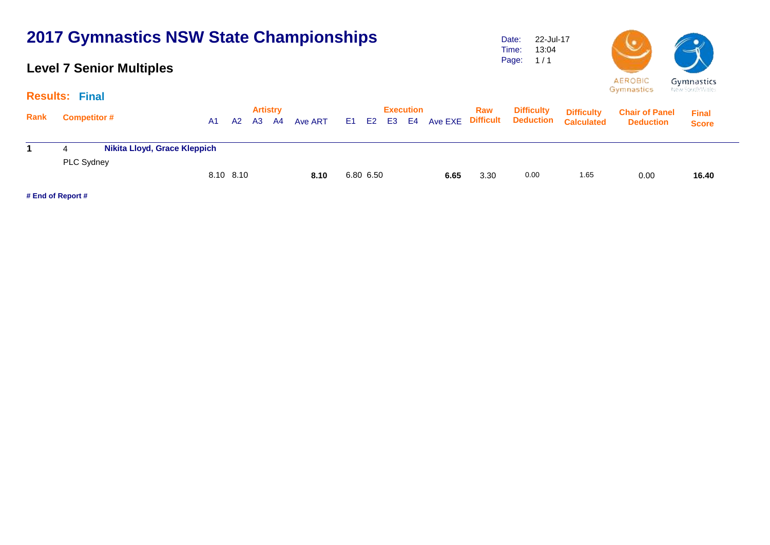# 2017 Gymnastics NSW State Championships

## Level 7 Senior Multiples

Date: 22-Jul-17
Time: 13:04
Page: 1 / 1

AEROBIC Gymnastics

Gymnastics New South Wales

**Results: Final**

| Rank | Competitor # | | A1 | A2 | A3 | A4 | Ave ART | E1 | E2 | E3 | E4 | Ave EXE | Raw Difficult | Difficulty Deduction | Difficulty Calculated | Chair of Panel Deduction | Final Score |
|---|---|---|---|---|---|---|---|---|---|---|---|---|---|---|---|---|---|
| | | | Artistry | | | | | Execution | | | | | | | | | |
| **1** | 4 | **Nikita Lloyd, Grace Kleppich** | | | | | | | | | | | | | | | |
| | PLC Sydney | | | | | | | | | | | | | | | | |
| | | | 8.10 | 8.10 | | | **8.10** | 6.80 | 6.50 | | | **6.65** | 3.30 | 0.00 | 1.65 | 0.00 | **16.40** |

**# End of Report #**